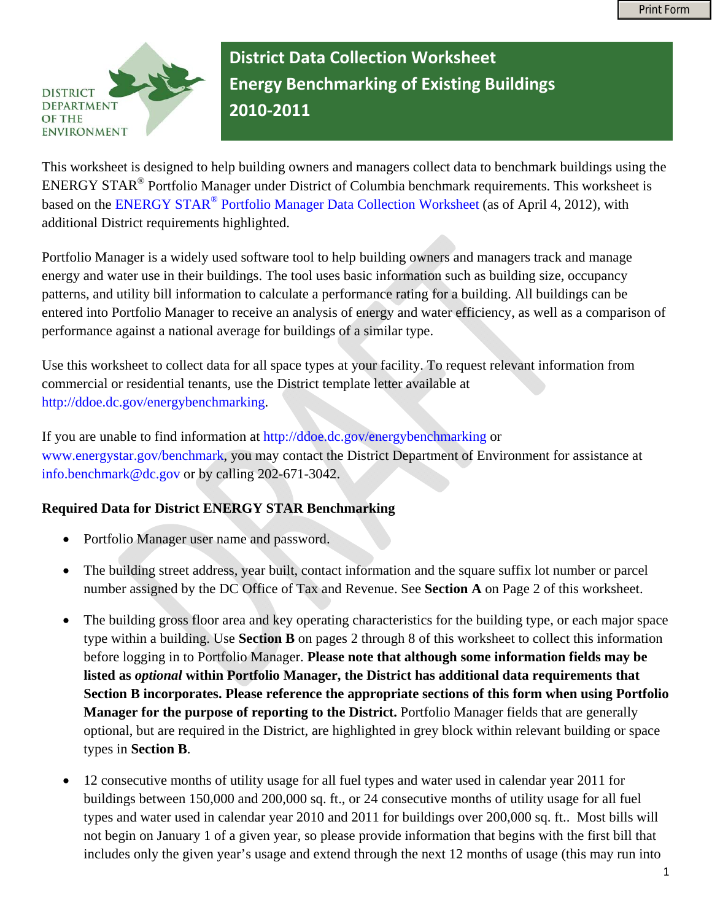# District Data Collection Worksheet
## Energy Benchmarking of Existing Buildings
## 2010-2011

DISTRICT DEPARTMENT OF THE ENVIRONMENT

This worksheet is designed to help building owners and managers collect data to benchmark buildings using the ENERGY STAR® Portfolio Manager under District of Columbia benchmark requirements. This worksheet is based on the ENERGY STAR® Portfolio Manager Data Collection Worksheet (as of April 4, 2012), with additional District requirements highlighted.

Portfolio Manager is a widely used software tool to help building owners and managers track and manage energy and water use in their buildings. The tool uses basic information such as building size, occupancy patterns, and utility bill information to calculate a performance rating for a building. All buildings can be entered into Portfolio Manager to receive an analysis of energy and water efficiency, as well as a comparison of performance against a national average for buildings of a similar type.

Use this worksheet to collect data for all space types at your facility. To request relevant information from commercial or residential tenants, use the District template letter available at http://ddoe.dc.gov/energybenchmarking.

If you are unable to find information at http://ddoe.dc.gov/energybenchmarking or www.energystar.gov/benchmark, you may contact the District Department of Environment for assistance at info.benchmark@dc.gov or by calling 202-671-3042.

**Required Data for District ENERGY STAR Benchmarking**

- Portfolio Manager user name and password.
- The building street address, year built, contact information and the square suffix lot number or parcel number assigned by the DC Office of Tax and Revenue. See **Section A** on Page 2 of this worksheet.
- The building gross floor area and key operating characteristics for the building type, or each major space type within a building. Use **Section B** on pages 2 through 8 of this worksheet to collect this information before logging in to Portfolio Manager. **Please note that although some information fields may be listed as *optional* within Portfolio Manager, the District has additional data requirements that Section B incorporates. Please reference the appropriate sections of this form when using Portfolio Manager for the purpose of reporting to the District.** Portfolio Manager fields that are generally optional, but are required in the District, are highlighted in grey block within relevant building or space types in **Section B**.
- 12 consecutive months of utility usage for all fuel types and water used in calendar year 2011 for buildings between 150,000 and 200,000 sq. ft., or 24 consecutive months of utility usage for all fuel types and water used in calendar year 2010 and 2011 for buildings over 200,000 sq. ft.. Most bills will not begin on January 1 of a given year, so please provide information that begins with the first bill that includes only the given year's usage and extend through the next 12 months of usage (this may run into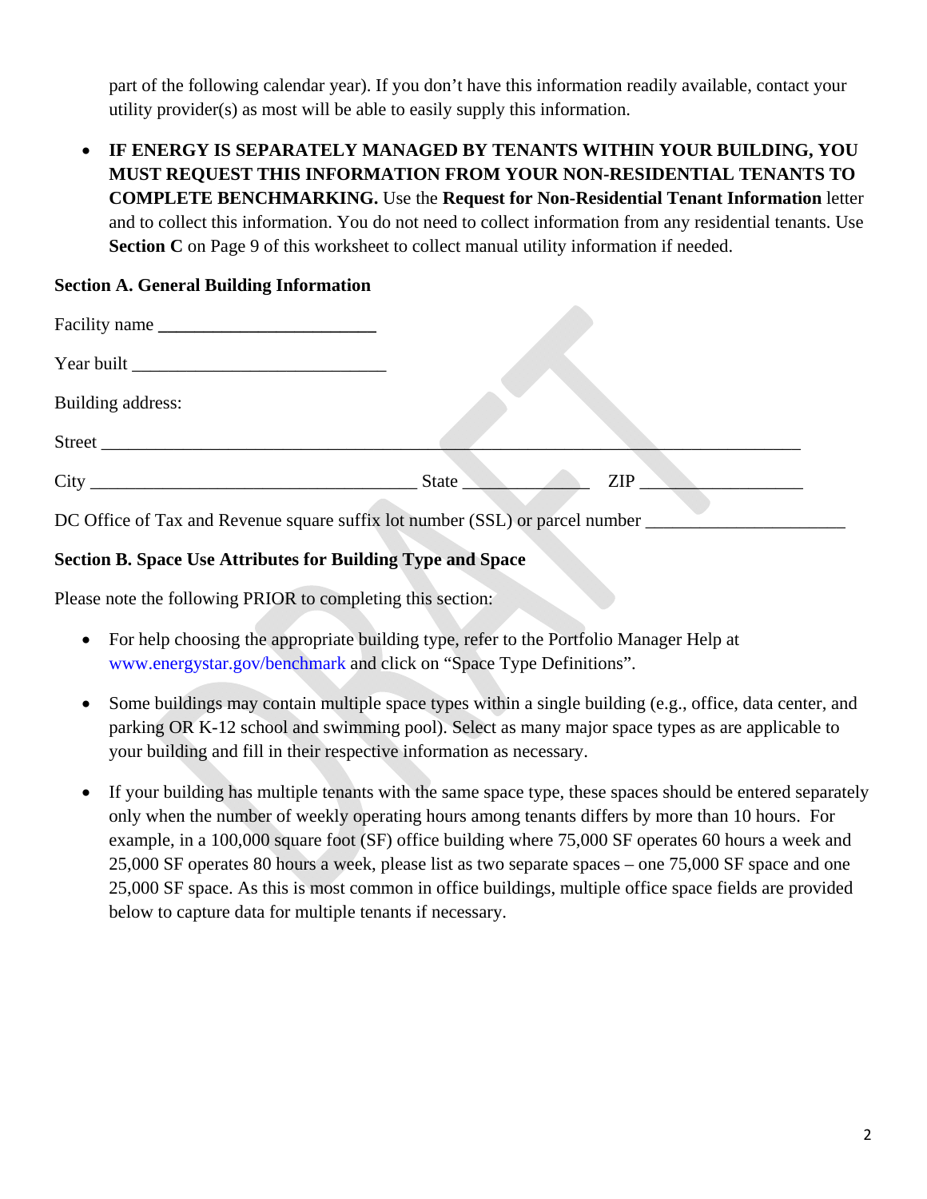part of the following calendar year). If you don't have this information readily available, contact your utility provider(s) as most will be able to easily supply this information.

- **IF ENERGY IS SEPARATELY MANAGED BY TENANTS WITHIN YOUR BUILDING, YOU MUST REQUEST THIS INFORMATION FROM YOUR NON-RESIDENTIAL TENANTS TO COMPLETE BENCHMARKING.** Use the **Request for Non-Residential Tenant Information** letter and to collect this information. You do not need to collect information from any residential tenants. Use **Section C** on Page 9 of this worksheet to collect manual utility information if needed.

**Section A. General Building Information**

Facility name ________________________

Year built ____________________________

Building address:

Street ______________________________________________________________________________

City _________________________________ State ______________ ZIP __________________

DC Office of Tax and Revenue square suffix lot number (SSL) or parcel number ______________________

**Section B. Space Use Attributes for Building Type and Space**

Please note the following PRIOR to completing this section:

- For help choosing the appropriate building type, refer to the Portfolio Manager Help at www.energystar.gov/benchmark and click on "Space Type Definitions".
- Some buildings may contain multiple space types within a single building (e.g., office, data center, and parking OR K-12 school and swimming pool). Select as many major space types as are applicable to your building and fill in their respective information as necessary.
- If your building has multiple tenants with the same space type, these spaces should be entered separately only when the number of weekly operating hours among tenants differs by more than 10 hours. For example, in a 100,000 square foot (SF) office building where 75,000 SF operates 60 hours a week and 25,000 SF operates 80 hours a week, please list as two separate spaces – one 75,000 SF space and one 25,000 SF space. As this is most common in office buildings, multiple office space fields are provided below to capture data for multiple tenants if necessary.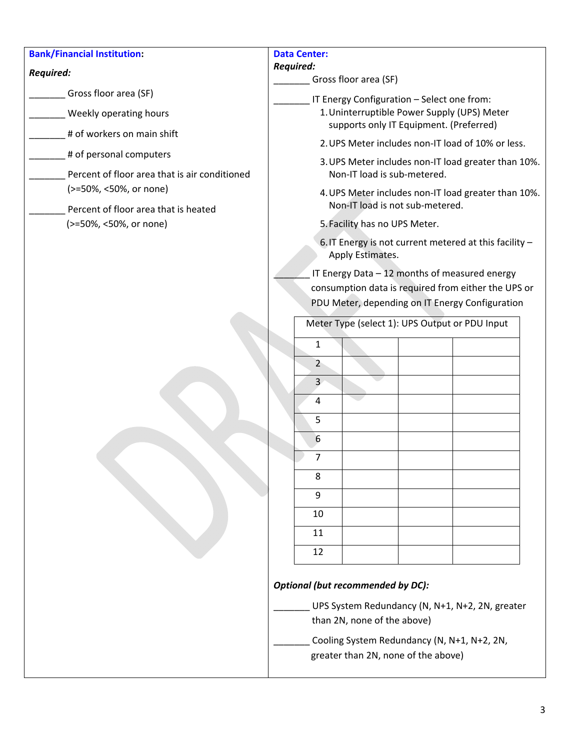**Bank/Financial Institution**:

***Required:***

_______ Gross floor area (SF)

_______ Weekly operating hours

_______ # of workers on main shift

_______ # of personal computers

_______ Percent of floor area that is air conditioned (>=50%, <50%, or none)

_______ Percent of floor area that is heated (>=50%, <50%, or none)

**Data Center:**

***Required:***

_______ Gross floor area (SF)

_______ IT Energy Configuration – Select one from:

1. Uninterruptible Power Supply (UPS) Meter supports only IT Equipment. (Preferred)
2. UPS Meter includes non-IT load of 10% or less.
3. UPS Meter includes non-IT load greater than 10%. Non-IT load is sub-metered.
4. UPS Meter includes non-IT load greater than 10%. Non-IT load is not sub-metered.
5. Facility has no UPS Meter.
6. IT Energy is not current metered at this facility – Apply Estimates.

_______ IT Energy Data – 12 months of measured energy consumption data is required from either the UPS or PDU Meter, depending on IT Energy Configuration

| Meter Type (select 1): UPS Output or PDU Input | | | |
|---|---|---|---|
| 1 | | | |
| 2 | | | |
| 3 | | | |
| 4 | | | |
| 5 | | | |
| 6 | | | |
| 7 | | | |
| 8 | | | |
| 9 | | | |
| 10 | | | |
| 11 | | | |
| 12 | | | |

***Optional (but recommended by DC):***

_______ UPS System Redundancy (N, N+1, N+2, 2N, greater than 2N, none of the above)

_______ Cooling System Redundancy (N, N+1, N+2, 2N, greater than 2N, none of the above)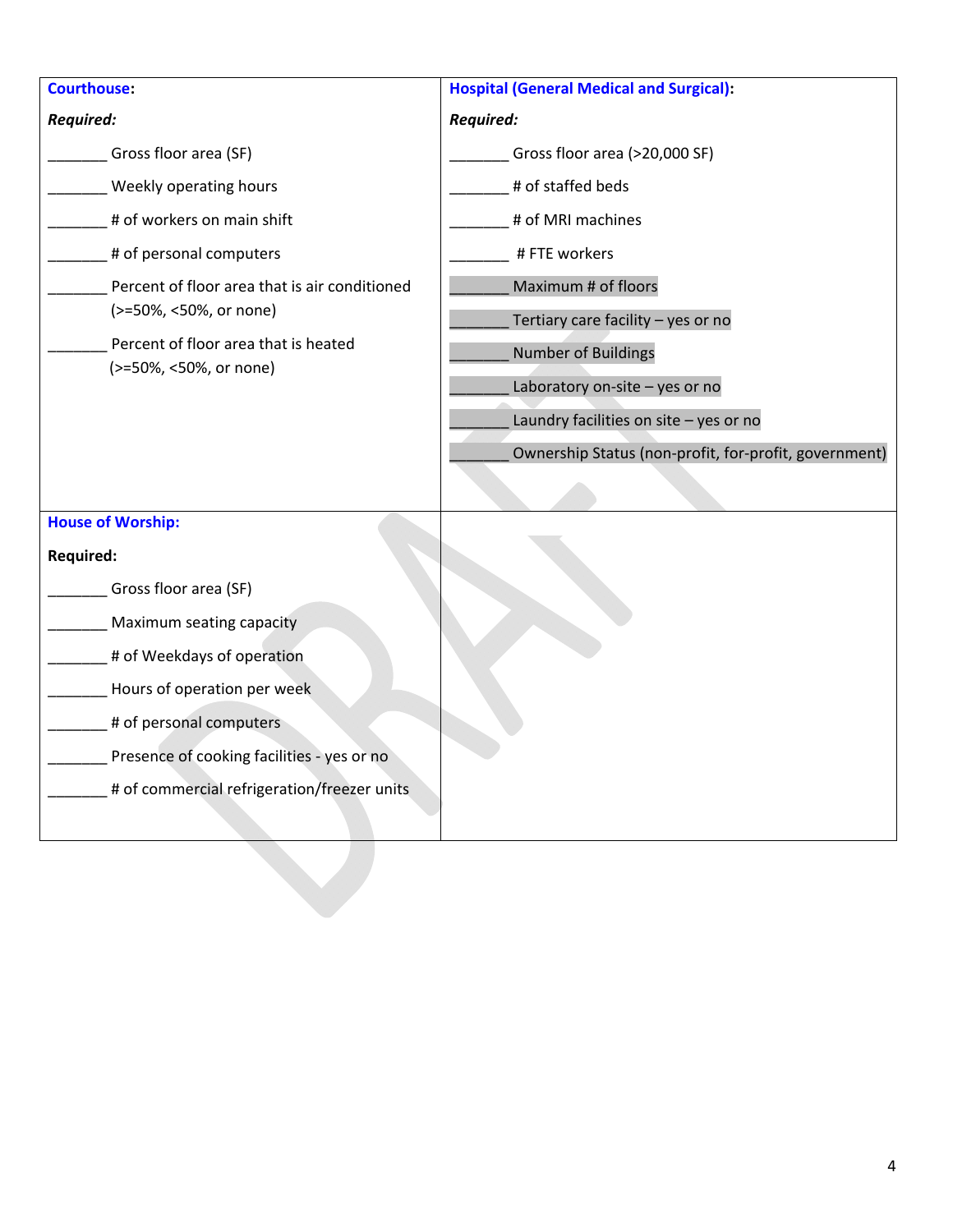| **Courthouse**: | **Hospital (General Medical and Surgical)**: |
|---|---|
| ***Required:*** | ***Required:*** |
| _______ Gross floor area (SF) | _______ Gross floor area (>20,000 SF) |
| _______ Weekly operating hours | _______ # of staffed beds |
| _______ # of workers on main shift | _______ # of MRI machines |
| _______ # of personal computers | _______ # FTE workers |
| _______ Percent of floor area that is air conditioned (>=50%, <50%, or none) | _______ Maximum # of floors |
| _______ Percent of floor area that is heated (>=50%, <50%, or none) | _______ Tertiary care facility – yes or no |
| | _______ Number of Buildings |
| | _______ Laboratory on-site – yes or no |
| | _______ Laundry facilities on site – yes or no |
| | _______ Ownership Status (non-profit, for-profit, government) |
| **House of Worship:** | |
| **Required:** | |
| _______ Gross floor area (SF) | |
| _______ Maximum seating capacity | |
| _______ # of Weekdays of operation | |
| _______ Hours of operation per week | |
| _______ # of personal computers | |
| _______ Presence of cooking facilities - yes or no | |
| _______ # of commercial refrigeration/freezer units | |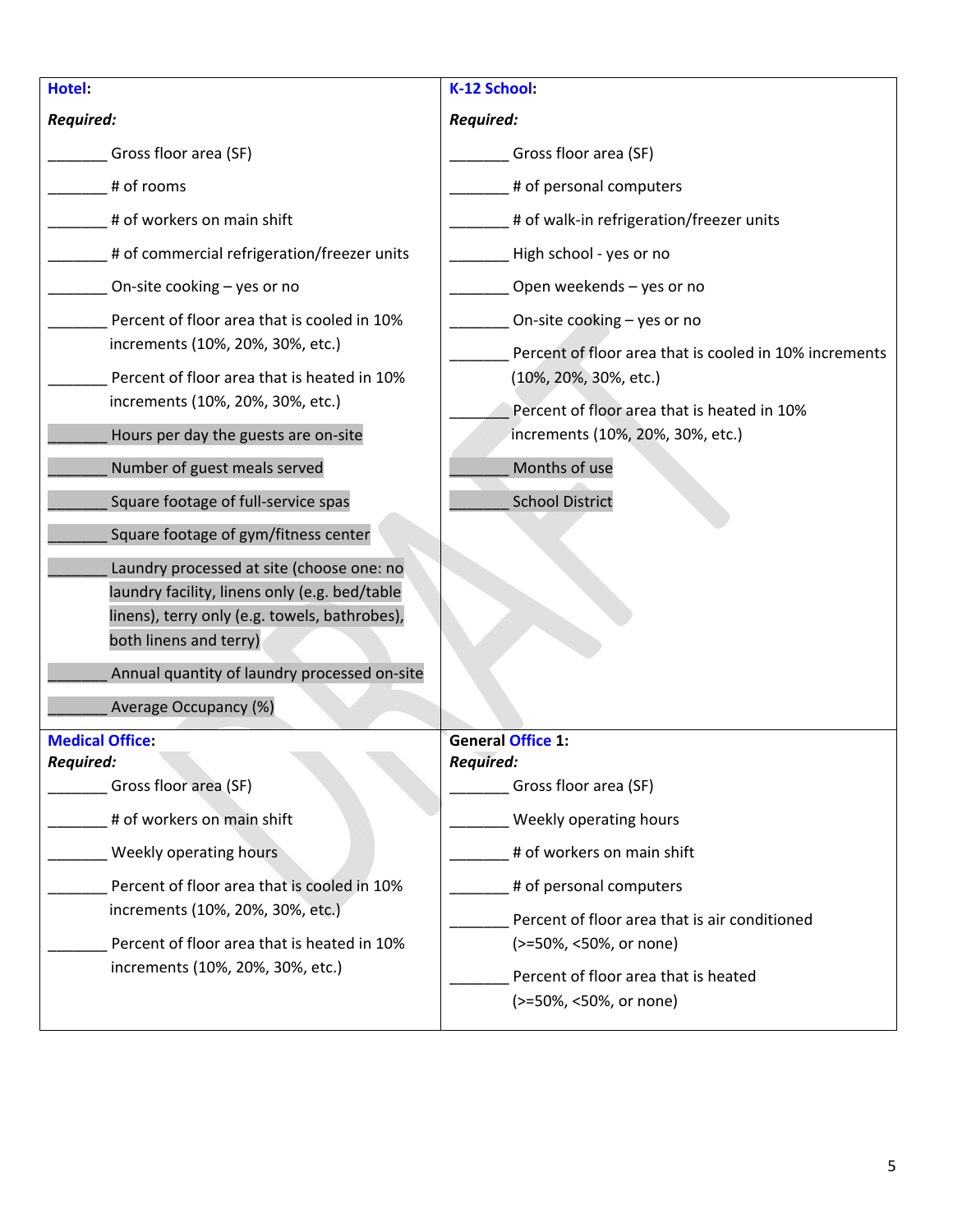**Hotel**:

***Required:***

_______ Gross floor area (SF)

_______ # of rooms

_______ # of workers on main shift

_______ # of commercial refrigeration/freezer units

_______ On-site cooking – yes or no

_______ Percent of floor area that is cooled in 10% increments (10%, 20%, 30%, etc.)

_______ Percent of floor area that is heated in 10% increments (10%, 20%, 30%, etc.)

_______ Hours per day the guests are on-site

_______ Number of guest meals served

_______ Square footage of full-service spas

_______ Square footage of gym/fitness center

_______ Laundry processed at site (choose one: no laundry facility, linens only (e.g. bed/table linens), terry only (e.g. towels, bathrobes), both linens and terry)

_______ Annual quantity of laundry processed on-site

_______ Average Occupancy (%)

**K-12 School**:

***Required:***

_______ Gross floor area (SF)

_______ # of personal computers

_______ # of walk-in refrigeration/freezer units

_______ High school - yes or no

_______ Open weekends – yes or no

_______ On-site cooking – yes or no

_______ Percent of floor area that is cooled in 10% increments (10%, 20%, 30%, etc.)

_______ Percent of floor area that is heated in 10% increments (10%, 20%, 30%, etc.)

_______ Months of use

_______ School District

**Medical Office**:

***Required:***

_______ Gross floor area (SF)

_______ # of workers on main shift

_______ Weekly operating hours

_______ Percent of floor area that is cooled in 10% increments (10%, 20%, 30%, etc.)

_______ Percent of floor area that is heated in 10% increments (10%, 20%, 30%, etc.)

**General Office 1:**

***Required:***

_______ Gross floor area (SF)

_______ Weekly operating hours

_______ # of workers on main shift

_______ # of personal computers

_______ Percent of floor area that is air conditioned (>=50%, <50%, or none)

_______ Percent of floor area that is heated (>=50%, <50%, or none)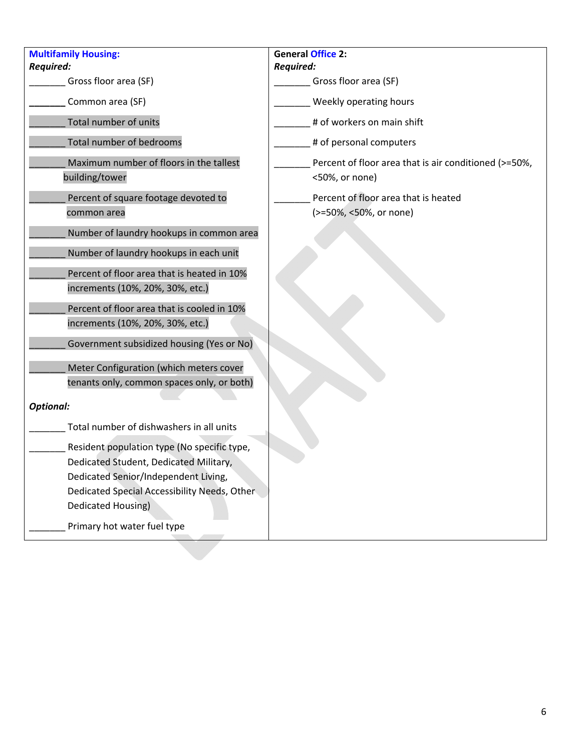**Multifamily Housing:**

***Required:***

_______ Gross floor area (SF)

_______ Common area (SF)

_______ Total number of units

_______ Total number of bedrooms

_______ Maximum number of floors in the tallest building/tower

_______ Percent of square footage devoted to common area

_______ Number of laundry hookups in common area

_______ Number of laundry hookups in each unit

_______ Percent of floor area that is heated in 10% increments (10%, 20%, 30%, etc.)

_______ Percent of floor area that is cooled in 10% increments (10%, 20%, 30%, etc.)

_______ Government subsidized housing (Yes or No)

_______ Meter Configuration (which meters cover tenants only, common spaces only, or both)

***Optional:***

_______ Total number of dishwashers in all units

_______ Resident population type (No specific type, Dedicated Student, Dedicated Military, Dedicated Senior/Independent Living, Dedicated Special Accessibility Needs, Other Dedicated Housing)

_______ Primary hot water fuel type

**General Office 2:**

***Required:***

_______ Gross floor area (SF)

_______ Weekly operating hours

_______ # of workers on main shift

_______ # of personal computers

_______ Percent of floor area that is air conditioned (>=50%, <50%, or none)

_______ Percent of floor area that is heated (>=50%, <50%, or none)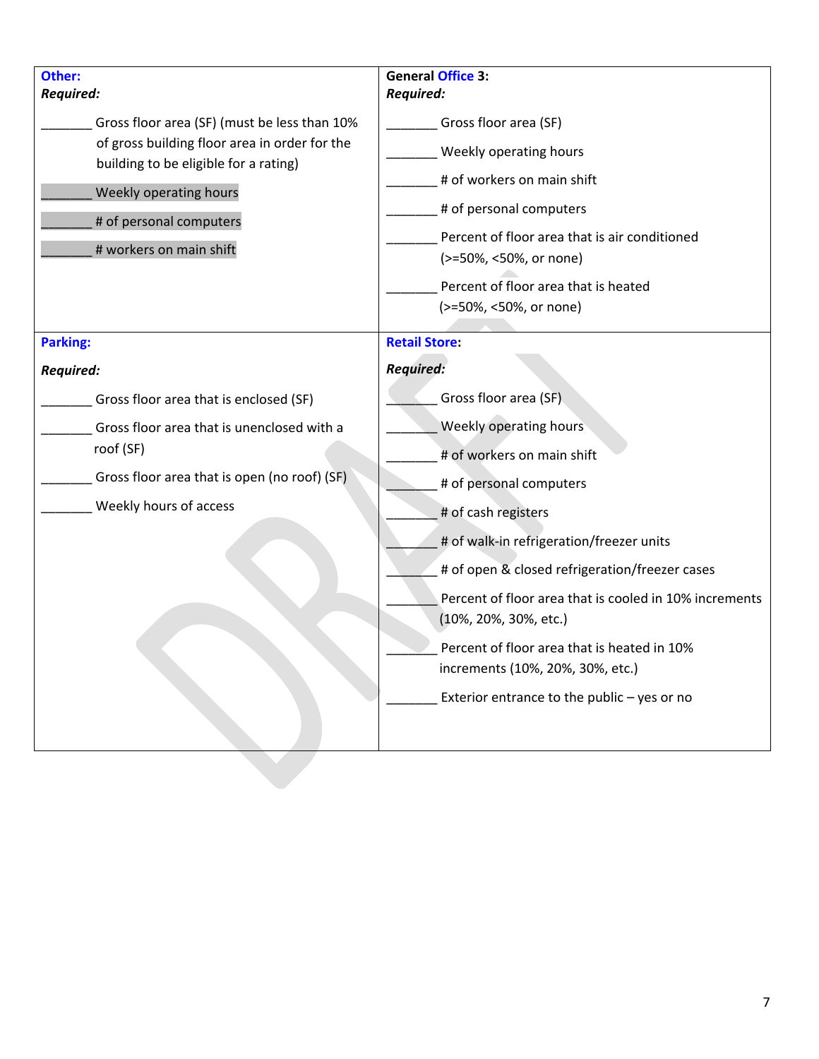**Other:**

***Required:***

_______ Gross floor area (SF) (must be less than 10% of gross building floor area in order for the building to be eligible for a rating)

_______ Weekly operating hours

_______ # of personal computers

_______ # workers on main shift

**General Office 3:**

***Required:***

_______ Gross floor area (SF)

_______ Weekly operating hours

_______ # of workers on main shift

_______ # of personal computers

_______ Percent of floor area that is air conditioned (>=50%, <50%, or none)

_______ Percent of floor area that is heated (>=50%, <50%, or none)

**Parking:**

***Required:***

_______ Gross floor area that is enclosed (SF)

_______ Gross floor area that is unenclosed with a roof (SF)

_______ Gross floor area that is open (no roof) (SF)

_______ Weekly hours of access

**Retail Store:**

***Required:***

_______ Gross floor area (SF)

_______ Weekly operating hours

_______ # of workers on main shift

_______ # of personal computers

_______ # of cash registers

_______ # of walk-in refrigeration/freezer units

_______ # of open & closed refrigeration/freezer cases

_______ Percent of floor area that is cooled in 10% increments (10%, 20%, 30%, etc.)

_______ Percent of floor area that is heated in 10% increments (10%, 20%, 30%, etc.)

_______ Exterior entrance to the public – yes or no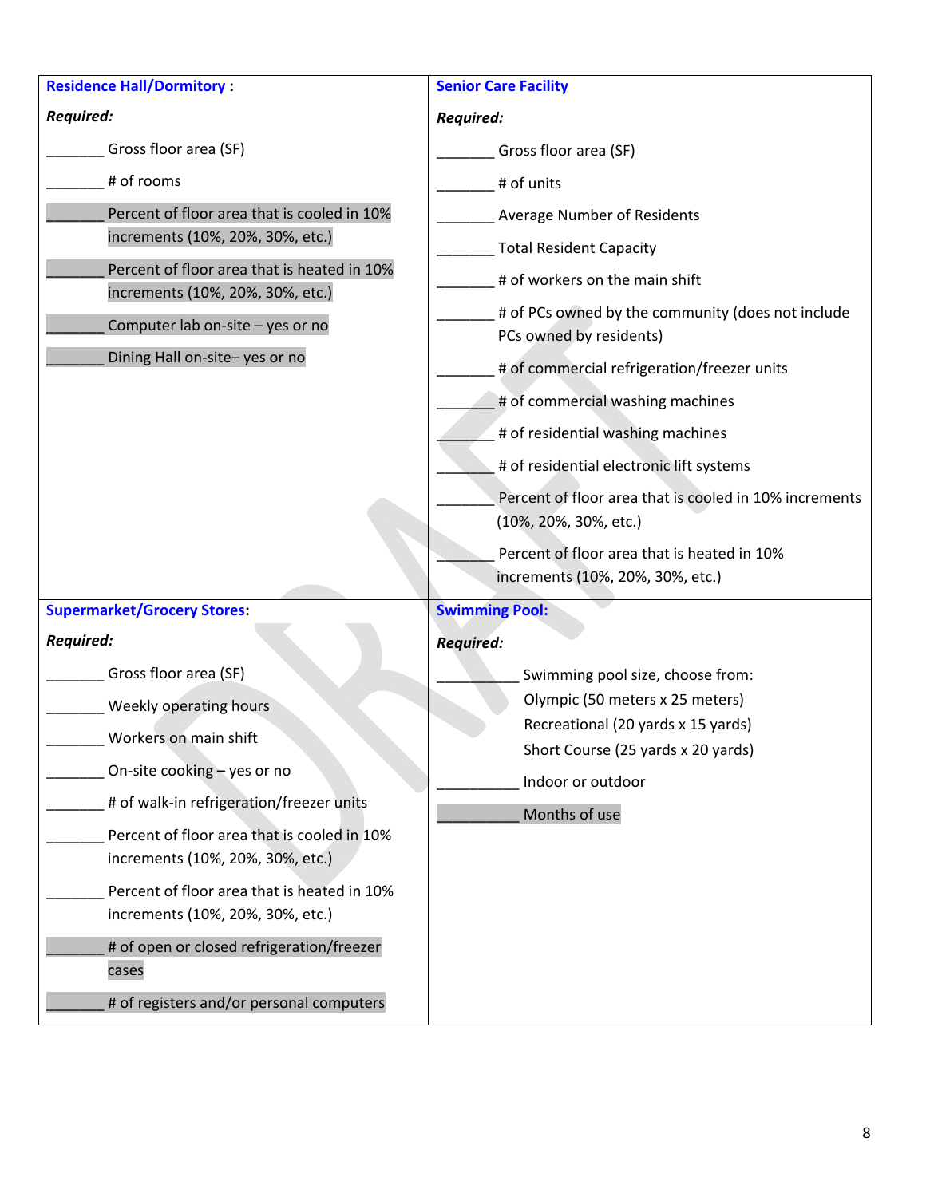**Residence Hall/Dormitory**:

***Required:***

_______ Gross floor area (SF)

_______ # of rooms

_______ Percent of floor area that is cooled in 10% increments (10%, 20%, 30%, etc.)

_______ Percent of floor area that is heated in 10% increments (10%, 20%, 30%, etc.)

_______ Computer lab on-site – yes or no

_______ Dining Hall on-site– yes or no

**Senior Care Facility**

***Required:***

_______ Gross floor area (SF)

_______ # of units

_______ Average Number of Residents

_______ Total Resident Capacity

_______ # of workers on the main shift

_______ # of PCs owned by the community (does not include PCs owned by residents)

_______ # of commercial refrigeration/freezer units

_______ # of commercial washing machines

_______ # of residential washing machines

_______ # of residential electronic lift systems

_______ Percent of floor area that is cooled in 10% increments (10%, 20%, 30%, etc.)

_______ Percent of floor area that is heated in 10% increments (10%, 20%, 30%, etc.)

**Supermarket/Grocery Stores:**

***Required:***

_______ Gross floor area (SF)

_______ Weekly operating hours

_______ Workers on main shift

_______ On-site cooking – yes or no

_______ # of walk-in refrigeration/freezer units

_______ Percent of floor area that is cooled in 10% increments (10%, 20%, 30%, etc.)

_______ Percent of floor area that is heated in 10% increments (10%, 20%, 30%, etc.)

_______ # of open or closed refrigeration/freezer cases

_______ # of registers and/or personal computers

**Swimming Pool:**

***Required:***

__________ Swimming pool size, choose from:
Olympic (50 meters x 25 meters)
Recreational (20 yards x 15 yards)
Short Course (25 yards x 20 yards)

__________ Indoor or outdoor

__________ Months of use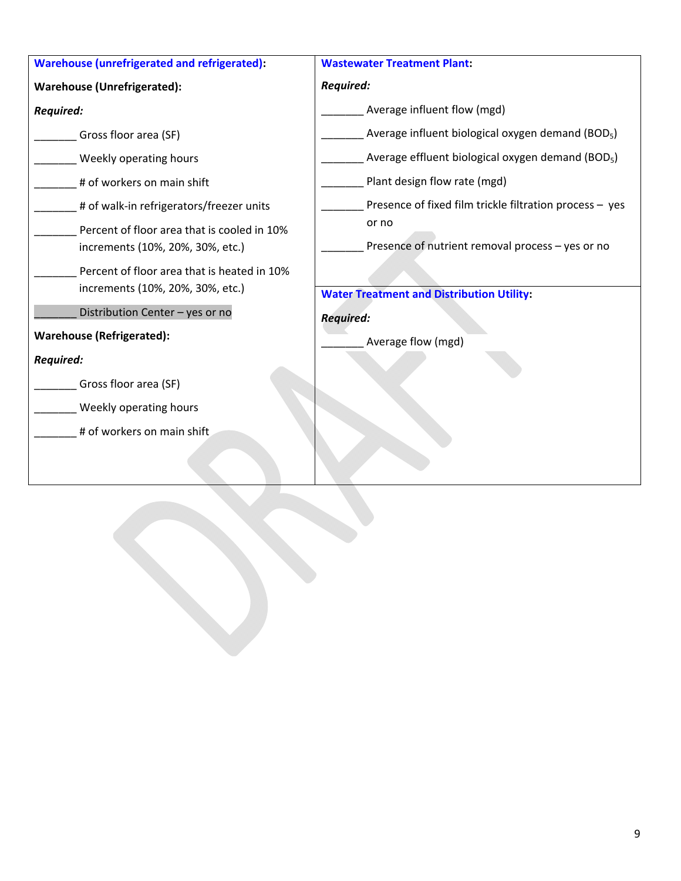**Warehouse (unrefrigerated and refrigerated):**

**Warehouse (Unrefrigerated):**

***Required:***

_______ Gross floor area (SF)

_______ Weekly operating hours

_______ # of workers on main shift

_______ # of walk-in refrigerators/freezer units

_______ Percent of floor area that is cooled in 10% increments (10%, 20%, 30%, etc.)

_______ Percent of floor area that is heated in 10% increments (10%, 20%, 30%, etc.)

_______ Distribution Center – yes or no

**Warehouse (Refrigerated):**

***Required:***

_______ Gross floor area (SF)

_______ Weekly operating hours

_______ # of workers on main shift

**Wastewater Treatment Plant:**

***Required:***

_______ Average influent flow (mgd)

_______ Average influent biological oxygen demand ($BOD_5$)

_______ Average effluent biological oxygen demand ($BOD_5$)

_______ Plant design flow rate (mgd)

_______ Presence of fixed film trickle filtration process – yes or no

_______ Presence of nutrient removal process – yes or no

**Water Treatment and Distribution Utility:**

***Required:***

_______ Average flow (mgd)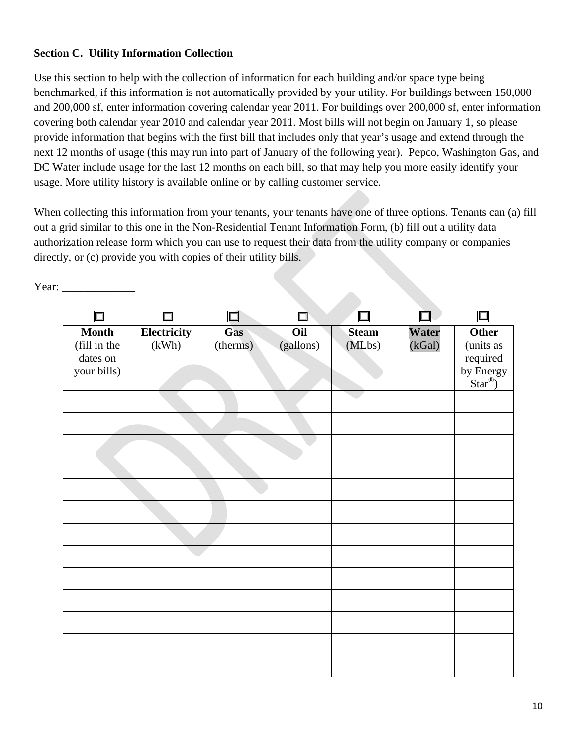### Section C. Utility Information Collection

Use this section to help with the collection of information for each building and/or space type being benchmarked, if this information is not automatically provided by your utility. For buildings between 150,000 and 200,000 sf, enter information covering calendar year 2011. For buildings over 200,000 sf, enter information covering both calendar year 2010 and calendar year 2011. Most bills will not begin on January 1, so please provide information that begins with the first bill that includes only that year's usage and extend through the next 12 months of usage (this may run into part of January of the following year). Pepco, Washington Gas, and DC Water include usage for the last 12 months on each bill, so that may help you more easily identify your usage. More utility history is available online or by calling customer service.

When collecting this information from your tenants, your tenants have one of three options. Tenants can (a) fill out a grid similar to this one in the Non-Residential Tenant Information Form, (b) fill out a utility data authorization release form which you can use to request their data from the utility company or companies directly, or (c) provide you with copies of their utility bills.

Year: _____________

| ☐ | ☐ | ☐ | ☐ | ☐ | ☐ | ☐ |
|---|---|---|---|---|---|---|
| **Month** (fill in the dates on your bills) | **Electricity** (kWh) | **Gas** (therms) | **Oil** (gallons) | **Steam** (MLbs) | **Water** (kGal) | **Other** (units as required by Energy Star®) |
| | | | | | | |
| | | | | | | |
| | | | | | | |
| | | | | | | |
| | | | | | | |
| | | | | | | |
| | | | | | | |
| | | | | | | |
| | | | | | | |
| | | | | | | |
| | | | | | | |
| | | | | | | |
| | | | | | | |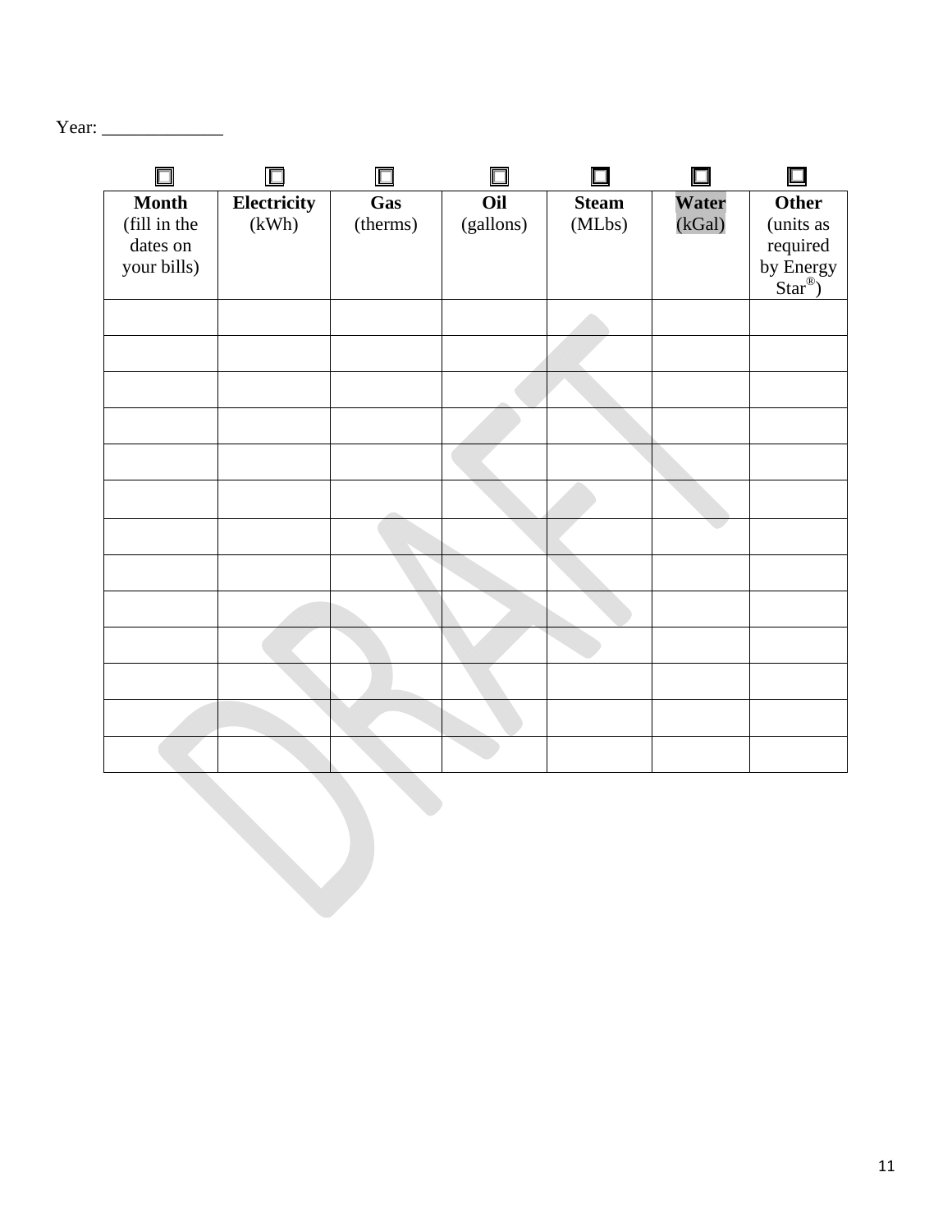Year: _____________

| ☐ | ☐ | ☐ | ☐ | ☐ | ☐ | ☐ |
|---|---|---|---|---|---|---|
| **Month** (fill in the dates on your bills) | **Electricity** (kWh) | **Gas** (therms) | **Oil** (gallons) | **Steam** (MLbs) | **Water** (kGal) | **Other** (units as required by Energy Star®) |
| | | | | | | |
| | | | | | | |
| | | | | | | |
| | | | | | | |
| | | | | | | |
| | | | | | | |
| | | | | | | |
| | | | | | | |
| | | | | | | |
| | | | | | | |
| | | | | | | |
| | | | | | | |
| | | | | | | |